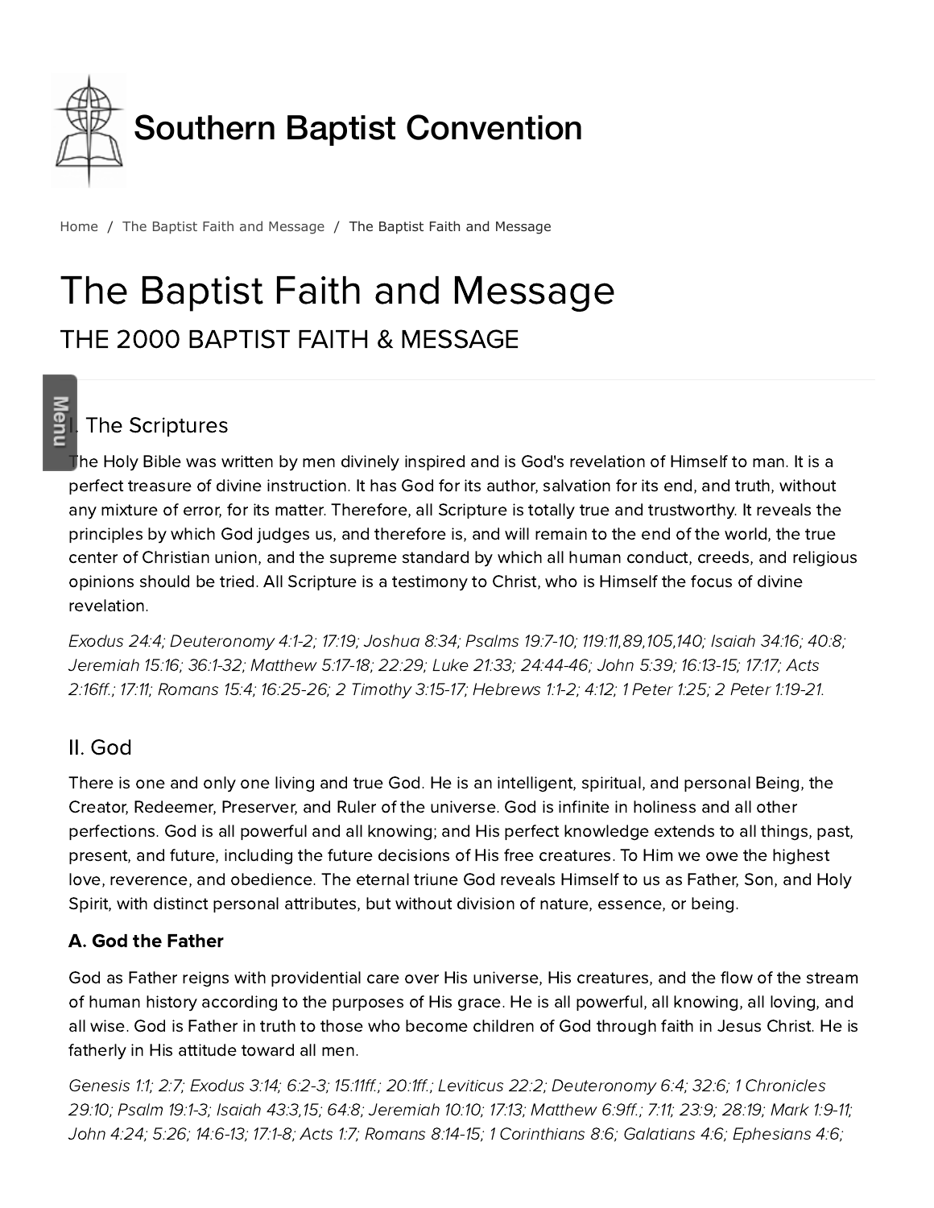# Southern Baptist Convention

Home / The Baptist Faith and Message / The Baptist Faith and Message

# The Baptist Faith and Message

## THE 2000 BAPTIST FAITH & MESSAGE

### I. The Scriptures

The Holy Bible was written by men divinely inspired and is God's revelation of Himself to man. It is a perfect treasure of divine instruction. It has God for its author, salvation for its end, and truth, without any mixture of error, for its matter. Therefore, all Scripture is totally true and trustworthy. It reveals the principles by which God judges us, and therefore is, and will remain to the end of the world, the true center of Christian union, and the supreme standard by which all human conduct, creeds, and religious opinions should be tried. All Scripture is a testimony to Christ, who is Himself the focus of divine revelation.

*Exodus 24:4; Deuteronomy 4:1-2; 17:19; Joshua 8:34; Psalms 19:7-10; 119:11,89,105,140; Isaiah 34:16; 40:8; Jeremiah 15:16; 36:1-32; Matthew 5:17-18; 22:29; Luke 21:33; 24:44-46; John 5:39; 16:13-15; 17:17; Acts 2:16ff.; 17:11; Romans 15:4; 16:25-26; 2 Timothy 3:15-17; Hebrews 1:1-2; 4:12; 1 Peter 1:25; 2 Peter 1:19-21.*

### II. God

There is one and only one living and true God. He is an intelligent, spiritual, and personal Being, the Creator, Redeemer, Preserver, and Ruler of the universe. God is infinite in holiness and all other perfections. God is all powerful and all knowing; and His perfect knowledge extends to all things, past, present, and future, including the future decisions of His free creatures. To Him we owe the highest love, reverence, and obedience. The eternal triune God reveals Himself to us as Father, Son, and Holy Spirit, with distinct personal attributes, but without division of nature, essence, or being.

#### A. God the Father

God as Father reigns with providential care over His universe, His creatures, and the flow of the stream of human history according to the purposes of His grace. He is all powerful, all knowing, all loving, and all wise. God is Father in truth to those who become children of God through faith in Jesus Christ. He is fatherly in His attitude toward all men.

*Genesis 1:1; 2:7; Exodus 3:14; 6:2-3; 15:11ff.; 20:1ff.; Leviticus 22:2; Deuteronomy 6:4; 32:6; 1 Chronicles 29:10; Psalm 19:1-3; Isaiah 43:3,15; 64:8; Jeremiah 10:10; 17:13; Matthew 6:9ff.; 7:11; 23:9; 28:19; Mark 1:9-11; John 4:24; 5:26; 14:6-13; 17:1-8; Acts 1:7; Romans 8:14-15; 1 Corinthians 8:6; Galatians 4:6; Ephesians 4:6;*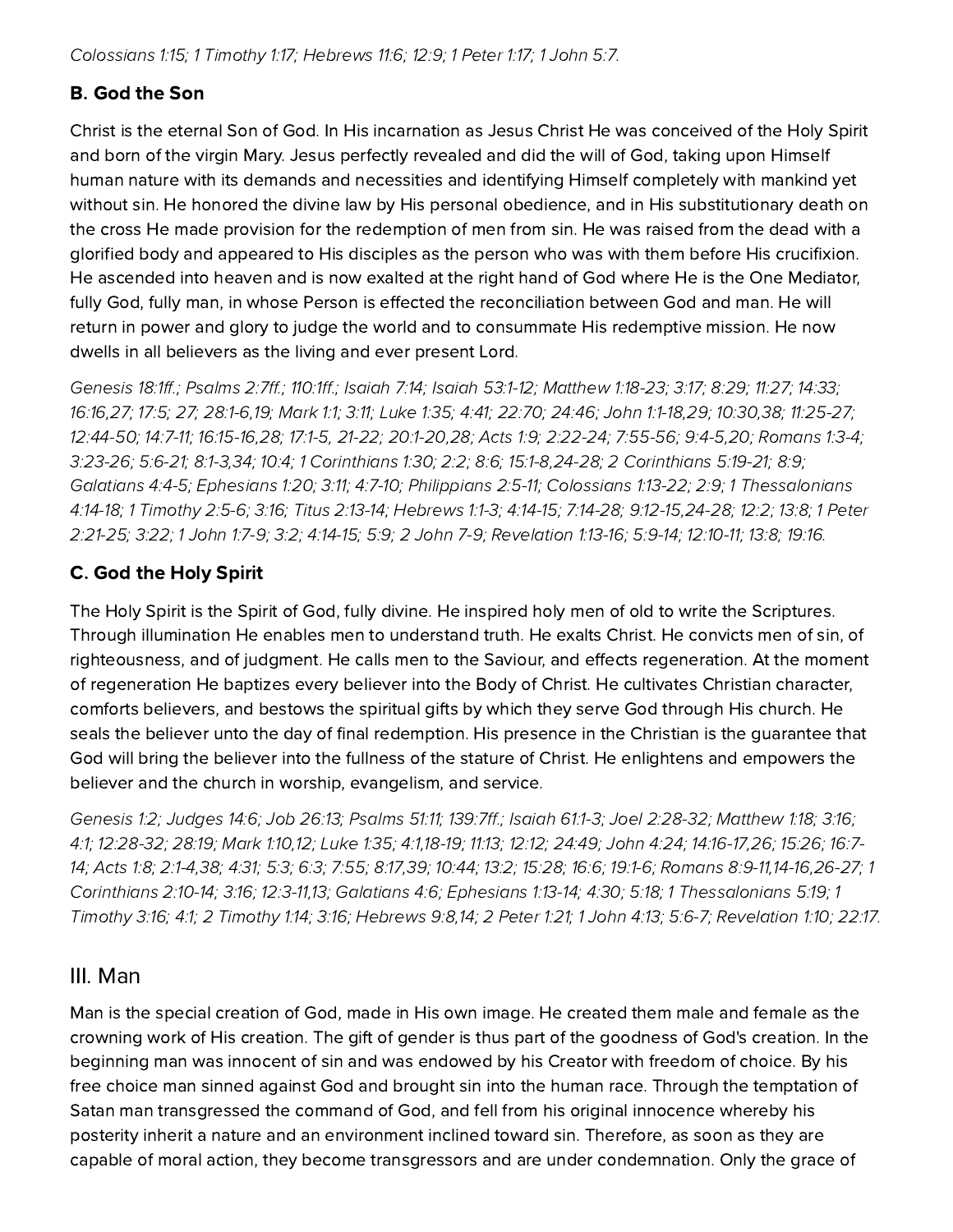*Colossians 1:15; 1 Timothy 1:17; Hebrews 11:6; 12:9; 1 Peter 1:17; 1 John 5:7.*

### B. God the Son

Christ is the eternal Son of God. In His incarnation as Jesus Christ He was conceived of the Holy Spirit and born of the virgin Mary. Jesus perfectly revealed and did the will of God, taking upon Himself human nature with its demands and necessities and identifying Himself completely with mankind yet without sin. He honored the divine law by His personal obedience, and in His substitutionary death on the cross He made provision for the redemption of men from sin. He was raised from the dead with a glorified body and appeared to His disciples as the person who was with them before His crucifixion. He ascended into heaven and is now exalted at the right hand of God where He is the One Mediator, fully God, fully man, in whose Person is effected the reconciliation between God and man. He will return in power and glory to judge the world and to consummate His redemptive mission. He now dwells in all believers as the living and ever present Lord.

*Genesis 18:1ff.; Psalms 2:7ff.; 110:1ff.; Isaiah 7:14; Isaiah 53:1-12; Matthew 1:18-23; 3:17; 8:29; 11:27; 14:33; 16:16,27; 17:5; 27; 28:1-6,19; Mark 1:1; 3:11; Luke 1:35; 4:41; 22:70; 24:46; John 1:1-18,29; 10:30,38; 11:25-27; 12:44-50; 14:7-11; 16:15-16,28; 17:1-5, 21-22; 20:1-20,28; Acts 1:9; 2:22-24; 7:55-56; 9:4-5,20; Romans 1:3-4; 3:23-26; 5:6-21; 8:1-3,34; 10:4; 1 Corinthians 1:30; 2:2; 8:6; 15:1-8,24-28; 2 Corinthians 5:19-21; 8:9; Galatians 4:4-5; Ephesians 1:20; 3:11; 4:7-10; Philippians 2:5-11; Colossians 1:13-22; 2:9; 1 Thessalonians 4:14-18; 1 Timothy 2:5-6; 3:16; Titus 2:13-14; Hebrews 1:1-3; 4:14-15; 7:14-28; 9:12-15,24-28; 12:2; 13:8; 1 Peter 2:21-25; 3:22; 1 John 1:7-9; 3:2; 4:14-15; 5:9; 2 John 7-9; Revelation 1:13-16; 5:9-14; 12:10-11; 13:8; 19:16.*

### C. God the Holy Spirit

The Holy Spirit is the Spirit of God, fully divine. He inspired holy men of old to write the Scriptures. Through illumination He enables men to understand truth. He exalts Christ. He convicts men of sin, of righteousness, and of judgment. He calls men to the Saviour, and effects regeneration. At the moment of regeneration He baptizes every believer into the Body of Christ. He cultivates Christian character, comforts believers, and bestows the spiritual gifts by which they serve God through His church. He seals the believer unto the day of final redemption. His presence in the Christian is the guarantee that God will bring the believer into the fullness of the stature of Christ. He enlightens and empowers the believer and the church in worship, evangelism, and service.

*Genesis 1:2; Judges 14:6; Job 26:13; Psalms 51:11; 139:7ff.; Isaiah 61:1-3; Joel 2:28-32; Matthew 1:18; 3:16; 4:1; 12:28-32; 28:19; Mark 1:10,12; Luke 1:35; 4:1,18-19; 11:13; 12:12; 24:49; John 4:24; 14:16-17,26; 15:26; 16:7-14; Acts 1:8; 2:1-4,38; 4:31; 5:3; 6:3; 7:55; 8:17,39; 10:44; 13:2; 15:28; 16:6; 19:1-6; Romans 8:9-11,14-16,26-27; 1 Corinthians 2:10-14; 3:16; 12:3-11,13; Galatians 4:6; Ephesians 1:13-14; 4:30; 5:18; 1 Thessalonians 5:19; 1 Timothy 3:16; 4:1; 2 Timothy 1:14; 3:16; Hebrews 9:8,14; 2 Peter 1:21; 1 John 4:13; 5:6-7; Revelation 1:10; 22:17.*

## III. Man

Man is the special creation of God, made in His own image. He created them male and female as the crowning work of His creation. The gift of gender is thus part of the goodness of God's creation. In the beginning man was innocent of sin and was endowed by his Creator with freedom of choice. By his free choice man sinned against God and brought sin into the human race. Through the temptation of Satan man transgressed the command of God, and fell from his original innocence whereby his posterity inherit a nature and an environment inclined toward sin. Therefore, as soon as they are capable of moral action, they become transgressors and are under condemnation. Only the grace of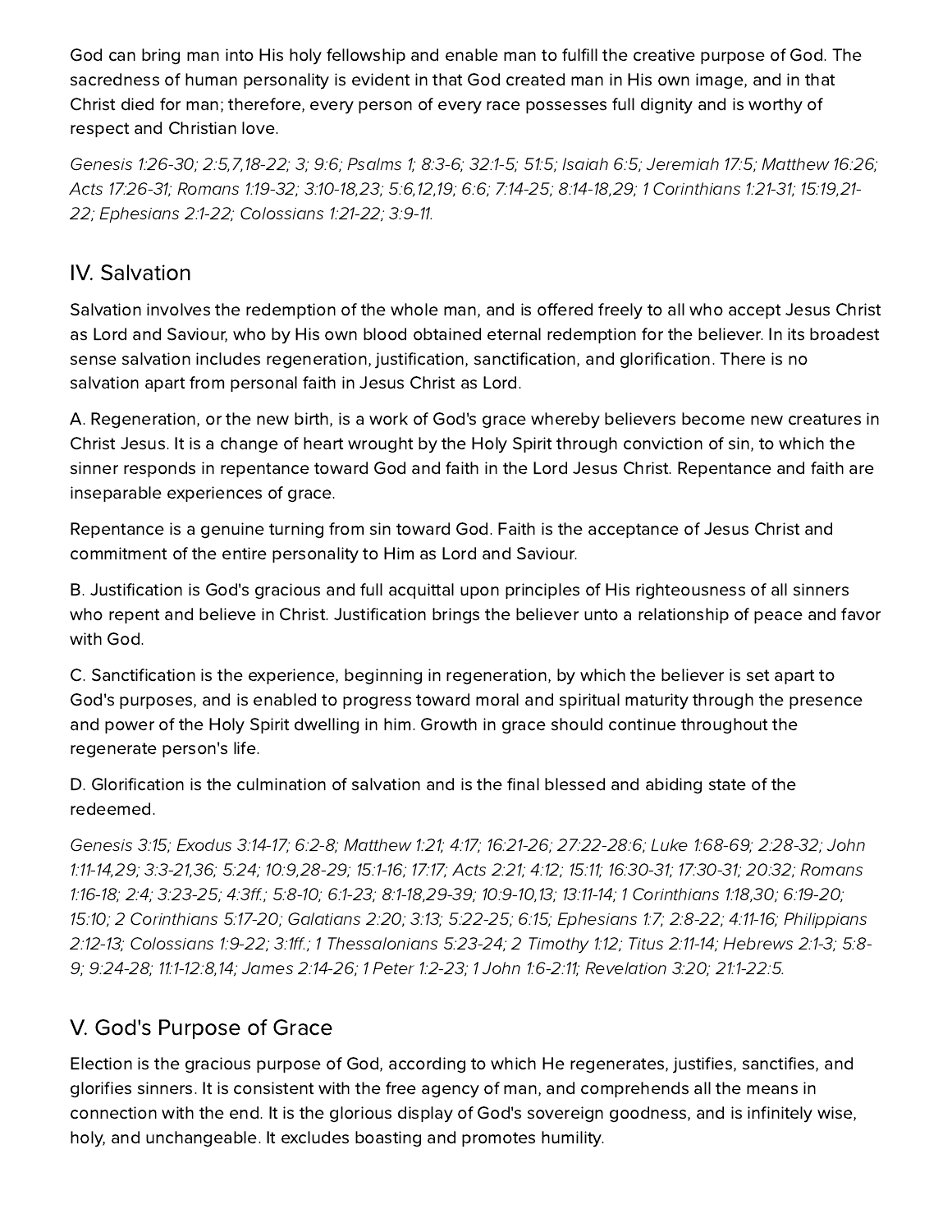God can bring man into His holy fellowship and enable man to fulfill the creative purpose of God. The sacredness of human personality is evident in that God created man in His own image, and in that Christ died for man; therefore, every person of every race possesses full dignity and is worthy of respect and Christian love.

*Genesis 1:26-30; 2:5,7,18-22; 3; 9:6; Psalms 1; 8:3-6; 32:1-5; 51:5; Isaiah 6:5; Jeremiah 17:5; Matthew 16:26; Acts 17:26-31; Romans 1:19-32; 3:10-18,23; 5:6,12,19; 6:6; 7:14-25; 8:14-18,29; 1 Corinthians 1:21-31; 15:19,21-22; Ephesians 2:1-22; Colossians 1:21-22; 3:9-11.*

## IV. Salvation

Salvation involves the redemption of the whole man, and is offered freely to all who accept Jesus Christ as Lord and Saviour, who by His own blood obtained eternal redemption for the believer. In its broadest sense salvation includes regeneration, justification, sanctification, and glorification. There is no salvation apart from personal faith in Jesus Christ as Lord.

A. Regeneration, or the new birth, is a work of God's grace whereby believers become new creatures in Christ Jesus. It is a change of heart wrought by the Holy Spirit through conviction of sin, to which the sinner responds in repentance toward God and faith in the Lord Jesus Christ. Repentance and faith are inseparable experiences of grace.

Repentance is a genuine turning from sin toward God. Faith is the acceptance of Jesus Christ and commitment of the entire personality to Him as Lord and Saviour.

B. Justification is God's gracious and full acquittal upon principles of His righteousness of all sinners who repent and believe in Christ. Justification brings the believer unto a relationship of peace and favor with God.

C. Sanctification is the experience, beginning in regeneration, by which the believer is set apart to God's purposes, and is enabled to progress toward moral and spiritual maturity through the presence and power of the Holy Spirit dwelling in him. Growth in grace should continue throughout the regenerate person's life.

D. Glorification is the culmination of salvation and is the final blessed and abiding state of the redeemed.

*Genesis 3:15; Exodus 3:14-17; 6:2-8; Matthew 1:21; 4:17; 16:21-26; 27:22-28:6; Luke 1:68-69; 2:28-32; John 1:11-14,29; 3:3-21,36; 5:24; 10:9,28-29; 15:1-16; 17:17; Acts 2:21; 4:12; 15:11; 16:30-31; 17:30-31; 20:32; Romans 1:16-18; 2:4; 3:23-25; 4:3ff.; 5:8-10; 6:1-23; 8:1-18,29-39; 10:9-10,13; 13:11-14; 1 Corinthians 1:18,30; 6:19-20; 15:10; 2 Corinthians 5:17-20; Galatians 2:20; 3:13; 5:22-25; 6:15; Ephesians 1:7; 2:8-22; 4:11-16; Philippians 2:12-13; Colossians 1:9-22; 3:1ff.; 1 Thessalonians 5:23-24; 2 Timothy 1:12; Titus 2:11-14; Hebrews 2:1-3; 5:8-9; 9:24-28; 11:1-12:8,14; James 2:14-26; 1 Peter 1:2-23; 1 John 1:6-2:11; Revelation 3:20; 21:1-22:5.*

## V. God's Purpose of Grace

Election is the gracious purpose of God, according to which He regenerates, justifies, sanctifies, and glorifies sinners. It is consistent with the free agency of man, and comprehends all the means in connection with the end. It is the glorious display of God's sovereign goodness, and is infinitely wise, holy, and unchangeable. It excludes boasting and promotes humility.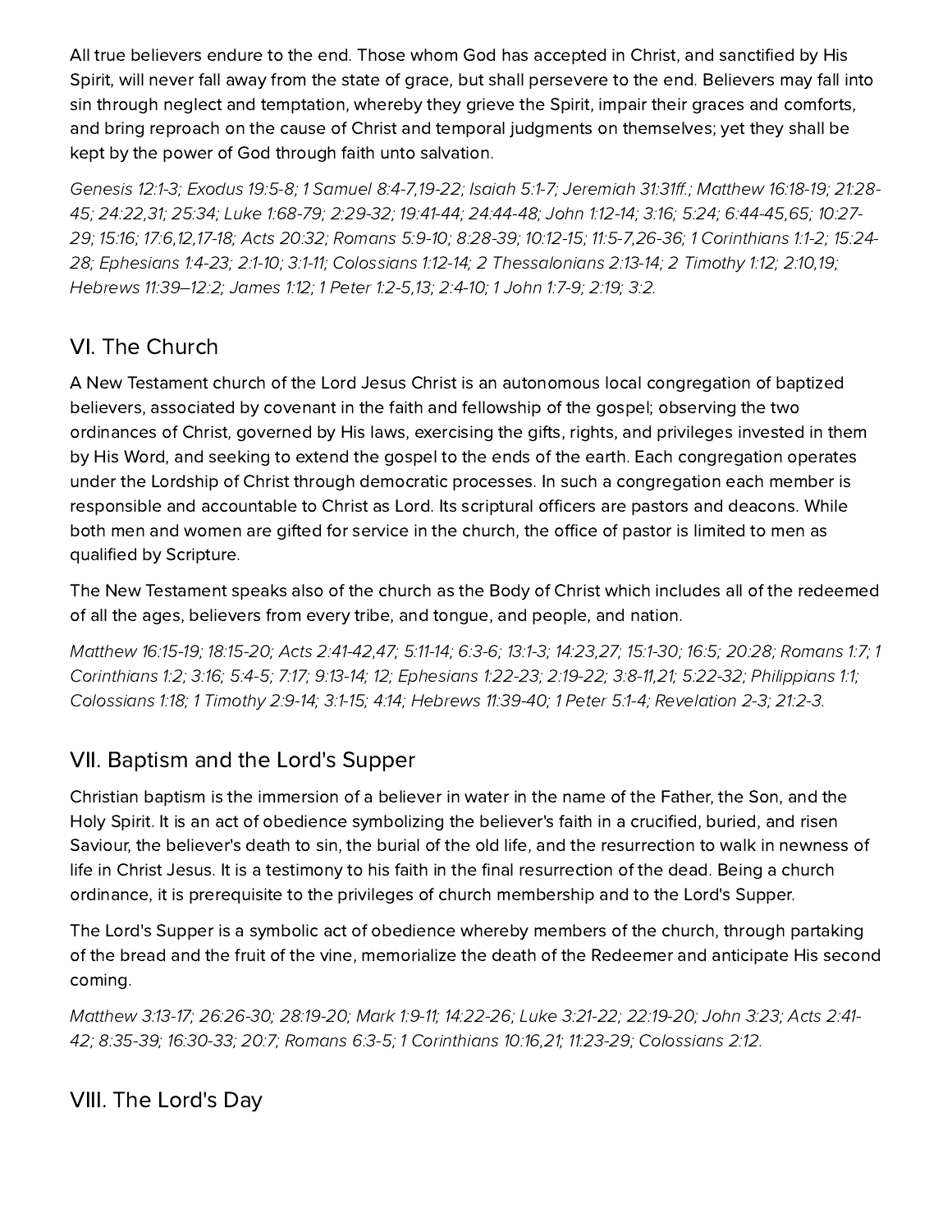All true believers endure to the end. Those whom God has accepted in Christ, and sanctified by His Spirit, will never fall away from the state of grace, but shall persevere to the end. Believers may fall into sin through neglect and temptation, whereby they grieve the Spirit, impair their graces and comforts, and bring reproach on the cause of Christ and temporal judgments on themselves; yet they shall be kept by the power of God through faith unto salvation.

*Genesis 12:1-3; Exodus 19:5-8; 1 Samuel 8:4-7,19-22; Isaiah 5:1-7; Jeremiah 31:31ff.; Matthew 16:18-19; 21:28-45; 24:22,31; 25:34; Luke 1:68-79; 2:29-32; 19:41-44; 24:44-48; John 1:12-14; 3:16; 5:24; 6:44-45,65; 10:27-29; 15:16; 17:6,12,17-18; Acts 20:32; Romans 5:9-10; 8:28-39; 10:12-15; 11:5-7,26-36; 1 Corinthians 1:1-2; 15:24-28; Ephesians 1:4-23; 2:1-10; 3:1-11; Colossians 1:12-14; 2 Thessalonians 2:13-14; 2 Timothy 1:12; 2:10,19; Hebrews 11:39–12:2; James 1:12; 1 Peter 1:2-5,13; 2:4-10; 1 John 1:7-9; 2:19; 3:2.*

## VI. The Church

A New Testament church of the Lord Jesus Christ is an autonomous local congregation of baptized believers, associated by covenant in the faith and fellowship of the gospel; observing the two ordinances of Christ, governed by His laws, exercising the gifts, rights, and privileges invested in them by His Word, and seeking to extend the gospel to the ends of the earth. Each congregation operates under the Lordship of Christ through democratic processes. In such a congregation each member is responsible and accountable to Christ as Lord. Its scriptural officers are pastors and deacons. While both men and women are gifted for service in the church, the office of pastor is limited to men as qualified by Scripture.

The New Testament speaks also of the church as the Body of Christ which includes all of the redeemed of all the ages, believers from every tribe, and tongue, and people, and nation.

*Matthew 16:15-19; 18:15-20; Acts 2:41-42,47; 5:11-14; 6:3-6; 13:1-3; 14:23,27; 15:1-30; 16:5; 20:28; Romans 1:7; 1 Corinthians 1:2; 3:16; 5:4-5; 7:17; 9:13-14; 12; Ephesians 1:22-23; 2:19-22; 3:8-11,21; 5:22-32; Philippians 1:1; Colossians 1:18; 1 Timothy 2:9-14; 3:1-15; 4:14; Hebrews 11:39-40; 1 Peter 5:1-4; Revelation 2-3; 21:2-3.*

## VII. Baptism and the Lord's Supper

Christian baptism is the immersion of a believer in water in the name of the Father, the Son, and the Holy Spirit. It is an act of obedience symbolizing the believer's faith in a crucified, buried, and risen Saviour, the believer's death to sin, the burial of the old life, and the resurrection to walk in newness of life in Christ Jesus. It is a testimony to his faith in the final resurrection of the dead. Being a church ordinance, it is prerequisite to the privileges of church membership and to the Lord's Supper.

The Lord's Supper is a symbolic act of obedience whereby members of the church, through partaking of the bread and the fruit of the vine, memorialize the death of the Redeemer and anticipate His second coming.

*Matthew 3:13-17; 26:26-30; 28:19-20; Mark 1:9-11; 14:22-26; Luke 3:21-22; 22:19-20; John 3:23; Acts 2:41-42; 8:35-39; 16:30-33; 20:7; Romans 6:3-5; 1 Corinthians 10:16,21; 11:23-29; Colossians 2:12.*

## VIII. The Lord's Day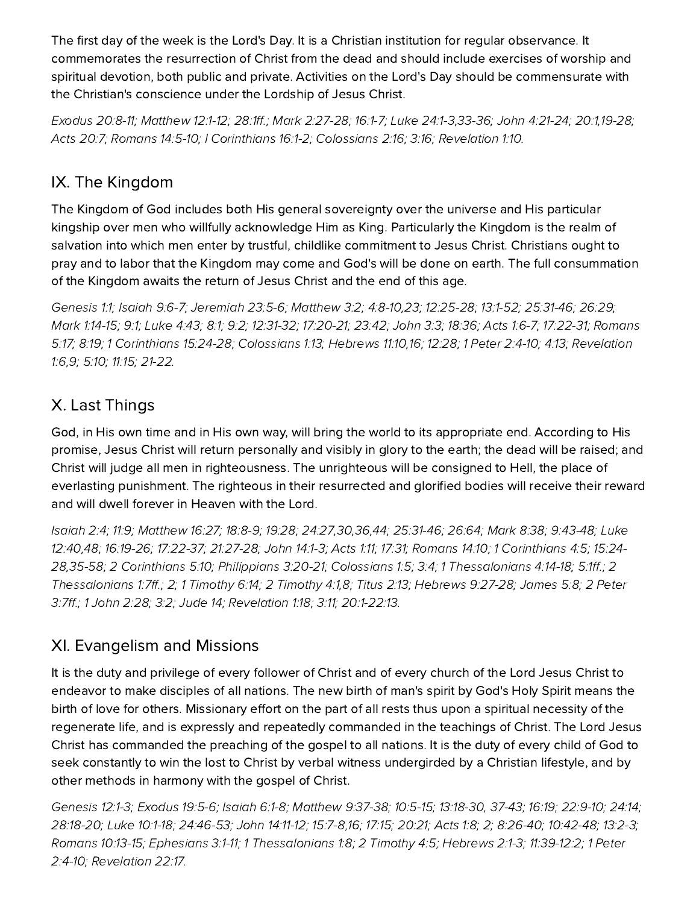The first day of the week is the Lord's Day. It is a Christian institution for regular observance. It commemorates the resurrection of Christ from the dead and should include exercises of worship and spiritual devotion, both public and private. Activities on the Lord's Day should be commensurate with the Christian's conscience under the Lordship of Jesus Christ.

*Exodus 20:8-11; Matthew 12:1-12; 28:1ff.; Mark 2:27-28; 16:1-7; Luke 24:1-3,33-36; John 4:21-24; 20:1,19-28; Acts 20:7; Romans 14:5-10; I Corinthians 16:1-2; Colossians 2:16; 3:16; Revelation 1:10.*

## IX. The Kingdom

The Kingdom of God includes both His general sovereignty over the universe and His particular kingship over men who willfully acknowledge Him as King. Particularly the Kingdom is the realm of salvation into which men enter by trustful, childlike commitment to Jesus Christ. Christians ought to pray and to labor that the Kingdom may come and God's will be done on earth. The full consummation of the Kingdom awaits the return of Jesus Christ and the end of this age.

*Genesis 1:1; Isaiah 9:6-7; Jeremiah 23:5-6; Matthew 3:2; 4:8-10,23; 12:25-28; 13:1-52; 25:31-46; 26:29; Mark 1:14-15; 9:1; Luke 4:43; 8:1; 9:2; 12:31-32; 17:20-21; 23:42; John 3:3; 18:36; Acts 1:6-7; 17:22-31; Romans 5:17; 8:19; 1 Corinthians 15:24-28; Colossians 1:13; Hebrews 11:10,16; 12:28; 1 Peter 2:4-10; 4:13; Revelation 1:6,9; 5:10; 11:15; 21-22.*

## X. Last Things

God, in His own time and in His own way, will bring the world to its appropriate end. According to His promise, Jesus Christ will return personally and visibly in glory to the earth; the dead will be raised; and Christ will judge all men in righteousness. The unrighteous will be consigned to Hell, the place of everlasting punishment. The righteous in their resurrected and glorified bodies will receive their reward and will dwell forever in Heaven with the Lord.

*Isaiah 2:4; 11:9; Matthew 16:27; 18:8-9; 19:28; 24:27,30,36,44; 25:31-46; 26:64; Mark 8:38; 9:43-48; Luke 12:40,48; 16:19-26; 17:22-37; 21:27-28; John 14:1-3; Acts 1:11; 17:31; Romans 14:10; 1 Corinthians 4:5; 15:24-28,35-58; 2 Corinthians 5:10; Philippians 3:20-21; Colossians 1:5; 3:4; 1 Thessalonians 4:14-18; 5:1ff.; 2 Thessalonians 1:7ff.; 2; 1 Timothy 6:14; 2 Timothy 4:1,8; Titus 2:13; Hebrews 9:27-28; James 5:8; 2 Peter 3:7ff.; 1 John 2:28; 3:2; Jude 14; Revelation 1:18; 3:11; 20:1-22:13.*

## XI. Evangelism and Missions

It is the duty and privilege of every follower of Christ and of every church of the Lord Jesus Christ to endeavor to make disciples of all nations. The new birth of man's spirit by God's Holy Spirit means the birth of love for others. Missionary effort on the part of all rests thus upon a spiritual necessity of the regenerate life, and is expressly and repeatedly commanded in the teachings of Christ. The Lord Jesus Christ has commanded the preaching of the gospel to all nations. It is the duty of every child of God to seek constantly to win the lost to Christ by verbal witness undergirded by a Christian lifestyle, and by other methods in harmony with the gospel of Christ.

*Genesis 12:1-3; Exodus 19:5-6; Isaiah 6:1-8; Matthew 9:37-38; 10:5-15; 13:18-30, 37-43; 16:19; 22:9-10; 24:14; 28:18-20; Luke 10:1-18; 24:46-53; John 14:11-12; 15:7-8,16; 17:15; 20:21; Acts 1:8; 2; 8:26-40; 10:42-48; 13:2-3; Romans 10:13-15; Ephesians 3:1-11; 1 Thessalonians 1:8; 2 Timothy 4:5; Hebrews 2:1-3; 11:39-12:2; 1 Peter 2:4-10; Revelation 22:17.*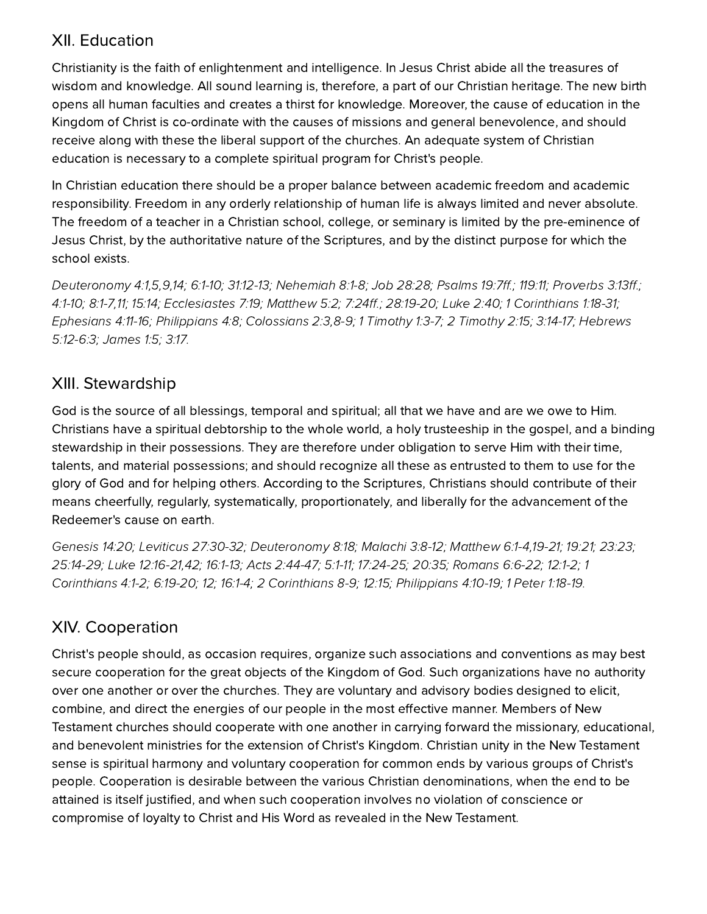## XII. Education

Christianity is the faith of enlightenment and intelligence. In Jesus Christ abide all the treasures of wisdom and knowledge. All sound learning is, therefore, a part of our Christian heritage. The new birth opens all human faculties and creates a thirst for knowledge. Moreover, the cause of education in the Kingdom of Christ is co-ordinate with the causes of missions and general benevolence, and should receive along with these the liberal support of the churches. An adequate system of Christian education is necessary to a complete spiritual program for Christ's people.

In Christian education there should be a proper balance between academic freedom and academic responsibility. Freedom in any orderly relationship of human life is always limited and never absolute. The freedom of a teacher in a Christian school, college, or seminary is limited by the pre-eminence of Jesus Christ, by the authoritative nature of the Scriptures, and by the distinct purpose for which the school exists.

*Deuteronomy 4:1,5,9,14; 6:1-10; 31:12-13; Nehemiah 8:1-8; Job 28:28; Psalms 19:7ff.; 119:11; Proverbs 3:13ff.; 4:1-10; 8:1-7,11; 15:14; Ecclesiastes 7:19; Matthew 5:2; 7:24ff.; 28:19-20; Luke 2:40; 1 Corinthians 1:18-31; Ephesians 4:11-16; Philippians 4:8; Colossians 2:3,8-9; 1 Timothy 1:3-7; 2 Timothy 2:15; 3:14-17; Hebrews 5:12-6:3; James 1:5; 3:17.*

## XIII. Stewardship

God is the source of all blessings, temporal and spiritual; all that we have and are we owe to Him. Christians have a spiritual debtorship to the whole world, a holy trusteeship in the gospel, and a binding stewardship in their possessions. They are therefore under obligation to serve Him with their time, talents, and material possessions; and should recognize all these as entrusted to them to use for the glory of God and for helping others. According to the Scriptures, Christians should contribute of their means cheerfully, regularly, systematically, proportionately, and liberally for the advancement of the Redeemer's cause on earth.

*Genesis 14:20; Leviticus 27:30-32; Deuteronomy 8:18; Malachi 3:8-12; Matthew 6:1-4,19-21; 19:21; 23:23; 25:14-29; Luke 12:16-21,42; 16:1-13; Acts 2:44-47; 5:1-11; 17:24-25; 20:35; Romans 6:6-22; 12:1-2; 1 Corinthians 4:1-2; 6:19-20; 12; 16:1-4; 2 Corinthians 8-9; 12:15; Philippians 4:10-19; 1 Peter 1:18-19.*

## XIV. Cooperation

Christ's people should, as occasion requires, organize such associations and conventions as may best secure cooperation for the great objects of the Kingdom of God. Such organizations have no authority over one another or over the churches. They are voluntary and advisory bodies designed to elicit, combine, and direct the energies of our people in the most effective manner. Members of New Testament churches should cooperate with one another in carrying forward the missionary, educational, and benevolent ministries for the extension of Christ's Kingdom. Christian unity in the New Testament sense is spiritual harmony and voluntary cooperation for common ends by various groups of Christ's people. Cooperation is desirable between the various Christian denominations, when the end to be attained is itself justified, and when such cooperation involves no violation of conscience or compromise of loyalty to Christ and His Word as revealed in the New Testament.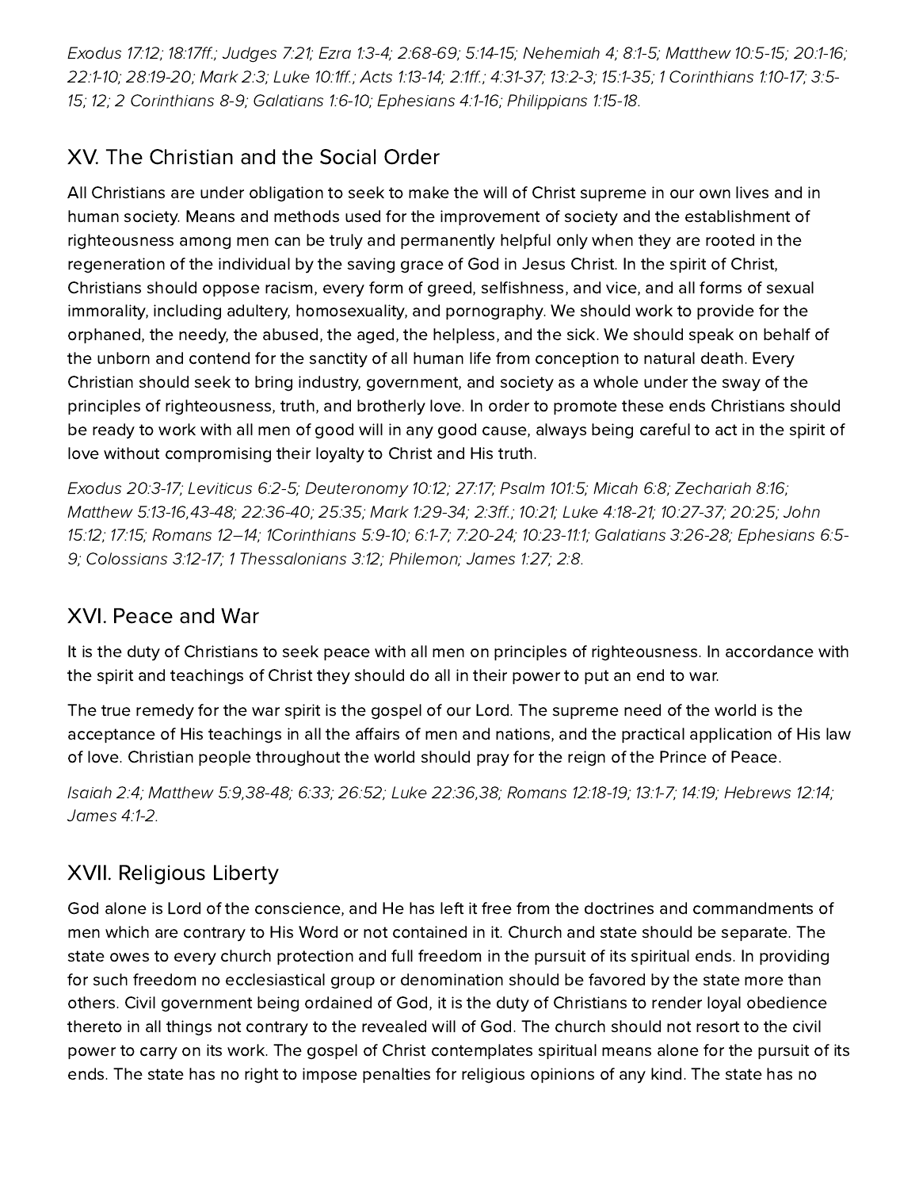*Exodus 17:12; 18:17ff.; Judges 7:21; Ezra 1:3-4; 2:68-69; 5:14-15; Nehemiah 4; 8:1-5; Matthew 10:5-15; 20:1-16; 22:1-10; 28:19-20; Mark 2:3; Luke 10:1ff.; Acts 1:13-14; 2:1ff.; 4:31-37; 13:2-3; 15:1-35; 1 Corinthians 1:10-17; 3:5-15; 12; 2 Corinthians 8-9; Galatians 1:6-10; Ephesians 4:1-16; Philippians 1:15-18.*

## XV. The Christian and the Social Order

All Christians are under obligation to seek to make the will of Christ supreme in our own lives and in human society. Means and methods used for the improvement of society and the establishment of righteousness among men can be truly and permanently helpful only when they are rooted in the regeneration of the individual by the saving grace of God in Jesus Christ. In the spirit of Christ, Christians should oppose racism, every form of greed, selfishness, and vice, and all forms of sexual immorality, including adultery, homosexuality, and pornography. We should work to provide for the orphaned, the needy, the abused, the aged, the helpless, and the sick. We should speak on behalf of the unborn and contend for the sanctity of all human life from conception to natural death. Every Christian should seek to bring industry, government, and society as a whole under the sway of the principles of righteousness, truth, and brotherly love. In order to promote these ends Christians should be ready to work with all men of good will in any good cause, always being careful to act in the spirit of love without compromising their loyalty to Christ and His truth.

*Exodus 20:3-17; Leviticus 6:2-5; Deuteronomy 10:12; 27:17; Psalm 101:5; Micah 6:8; Zechariah 8:16; Matthew 5:13-16,43-48; 22:36-40; 25:35; Mark 1:29-34; 2:3ff.; 10:21; Luke 4:18-21; 10:27-37; 20:25; John 15:12; 17:15; Romans 12–14; 1Corinthians 5:9-10; 6:1-7; 7:20-24; 10:23-11:1; Galatians 3:26-28; Ephesians 6:5-9; Colossians 3:12-17; 1 Thessalonians 3:12; Philemon; James 1:27; 2:8.*

## XVI. Peace and War

It is the duty of Christians to seek peace with all men on principles of righteousness. In accordance with the spirit and teachings of Christ they should do all in their power to put an end to war.

The true remedy for the war spirit is the gospel of our Lord. The supreme need of the world is the acceptance of His teachings in all the affairs of men and nations, and the practical application of His law of love. Christian people throughout the world should pray for the reign of the Prince of Peace.

*Isaiah 2:4; Matthew 5:9,38-48; 6:33; 26:52; Luke 22:36,38; Romans 12:18-19; 13:1-7; 14:19; Hebrews 12:14; James 4:1-2.*

## XVII. Religious Liberty

God alone is Lord of the conscience, and He has left it free from the doctrines and commandments of men which are contrary to His Word or not contained in it. Church and state should be separate. The state owes to every church protection and full freedom in the pursuit of its spiritual ends. In providing for such freedom no ecclesiastical group or denomination should be favored by the state more than others. Civil government being ordained of God, it is the duty of Christians to render loyal obedience thereto in all things not contrary to the revealed will of God. The church should not resort to the civil power to carry on its work. The gospel of Christ contemplates spiritual means alone for the pursuit of its ends. The state has no right to impose penalties for religious opinions of any kind. The state has no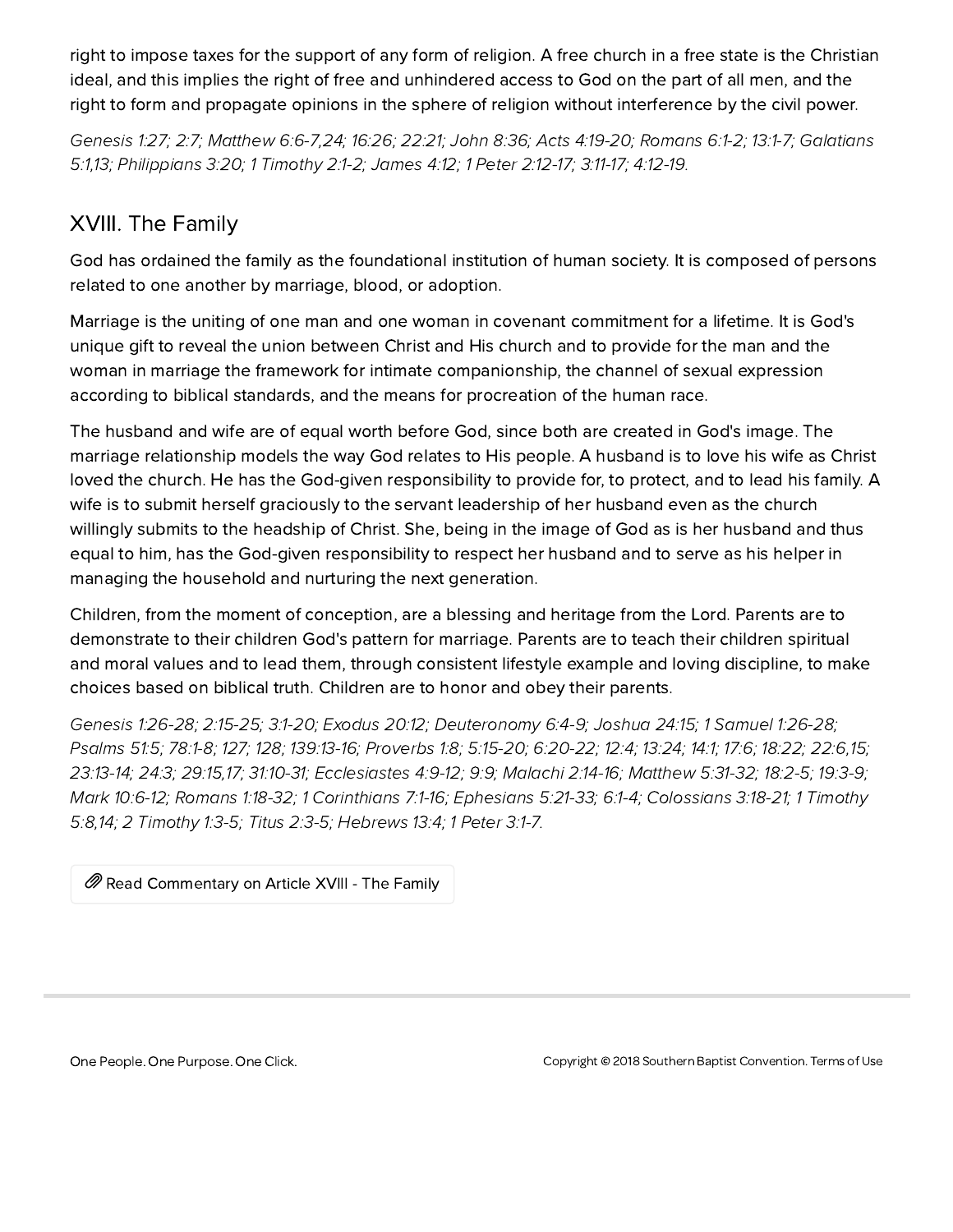right to impose taxes for the support of any form of religion. A free church in a free state is the Christian ideal, and this implies the right of free and unhindered access to God on the part of all men, and the right to form and propagate opinions in the sphere of religion without interference by the civil power.

*Genesis 1:27; 2:7; Matthew 6:6-7,24; 16:26; 22:21; John 8:36; Acts 4:19-20; Romans 6:1-2; 13:1-7; Galatians 5:1,13; Philippians 3:20; 1 Timothy 2:1-2; James 4:12; 1 Peter 2:12-17; 3:11-17; 4:12-19.*

## XVIII. The Family

God has ordained the family as the foundational institution of human society. It is composed of persons related to one another by marriage, blood, or adoption.

Marriage is the uniting of one man and one woman in covenant commitment for a lifetime. It is God's unique gift to reveal the union between Christ and His church and to provide for the man and the woman in marriage the framework for intimate companionship, the channel of sexual expression according to biblical standards, and the means for procreation of the human race.

The husband and wife are of equal worth before God, since both are created in God's image. The marriage relationship models the way God relates to His people. A husband is to love his wife as Christ loved the church. He has the God-given responsibility to provide for, to protect, and to lead his family. A wife is to submit herself graciously to the servant leadership of her husband even as the church willingly submits to the headship of Christ. She, being in the image of God as is her husband and thus equal to him, has the God-given responsibility to respect her husband and to serve as his helper in managing the household and nurturing the next generation.

Children, from the moment of conception, are a blessing and heritage from the Lord. Parents are to demonstrate to their children God's pattern for marriage. Parents are to teach their children spiritual and moral values and to lead them, through consistent lifestyle example and loving discipline, to make choices based on biblical truth. Children are to honor and obey their parents.

*Genesis 1:26-28; 2:15-25; 3:1-20; Exodus 20:12; Deuteronomy 6:4-9; Joshua 24:15; 1 Samuel 1:26-28; Psalms 51:5; 78:1-8; 127; 128; 139:13-16; Proverbs 1:8; 5:15-20; 6:20-22; 12:4; 13:24; 14:1; 17:6; 18:22; 22:6,15; 23:13-14; 24:3; 29:15,17; 31:10-31; Ecclesiastes 4:9-12; 9:9; Malachi 2:14-16; Matthew 5:31-32; 18:2-5; 19:3-9; Mark 10:6-12; Romans 1:18-32; 1 Corinthians 7:1-16; Ephesians 5:21-33; 6:1-4; Colossians 3:18-21; 1 Timothy 5:8,14; 2 Timothy 1:3-5; Titus 2:3-5; Hebrews 13:4; 1 Peter 3:1-7.*

Read Commentary on Article XVIII - The Family

One People. One Purpose. One Click.

Copyright © 2018 Southern Baptist Convention. Terms of Use